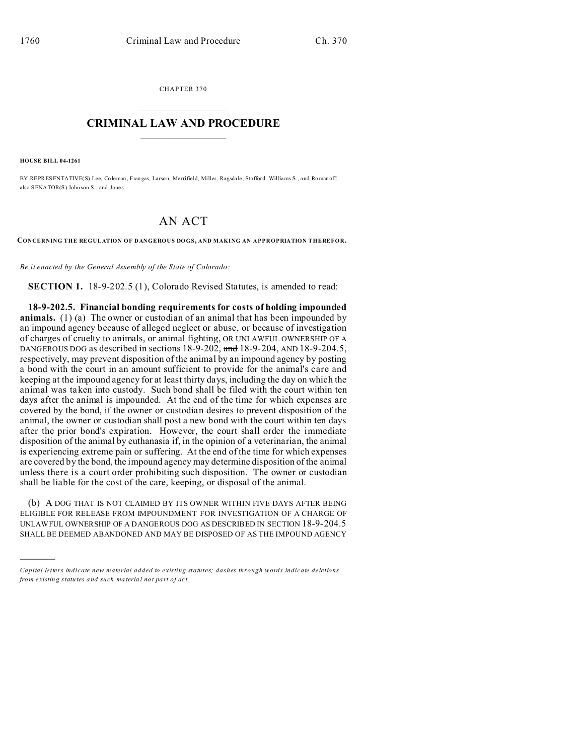CHAPTER 370

# CRIMINAL LAW AND PROCEDURE

**HOUSE BILL 04-1261**

BY REPRESENTATIVE(S) Lee, Coleman, Frangas, Larson, Merrifield, Miller, Ragsdale, Stafford, Williams S., and Romanoff; also SENATOR(S) Johnson S., and Jones.

# AN ACT

**CONCERNING THE REGULATION OF DANGEROUS DOGS, AND MAKING AN APPROPRIATION THEREFOR.**

*Be it enacted by the General Assembly of the State of Colorado:*

**SECTION 1.** 18-9-202.5 (1), Colorado Revised Statutes, is amended to read:

**18-9-202.5. Financial bonding requirements for costs of holding impounded animals.** (1) (a) The owner or custodian of an animal that has been impounded by an impound agency because of alleged neglect or abuse, or because of investigation of charges of cruelty to animals, ~~or~~ animal fighting, OR UNLAWFUL OWNERSHIP OF A DANGEROUS DOG as described in sections 18-9-202, ~~and~~ 18-9-204, AND 18-9-204.5, respectively, may prevent disposition of the animal by an impound agency by posting a bond with the court in an amount sufficient to provide for the animal's care and keeping at the impound agency for at least thirty days, including the day on which the animal was taken into custody. Such bond shall be filed with the court within ten days after the animal is impounded. At the end of the time for which expenses are covered by the bond, if the owner or custodian desires to prevent disposition of the animal, the owner or custodian shall post a new bond with the court within ten days after the prior bond's expiration. However, the court shall order the immediate disposition of the animal by euthanasia if, in the opinion of a veterinarian, the animal is experiencing extreme pain or suffering. At the end of the time for which expenses are covered by the bond, the impound agency may determine disposition of the animal unless there is a court order prohibiting such disposition. The owner or custodian shall be liable for the cost of the care, keeping, or disposal of the animal.

(b) A DOG THAT IS NOT CLAIMED BY ITS OWNER WITHIN FIVE DAYS AFTER BEING ELIGIBLE FOR RELEASE FROM IMPOUNDMENT FOR INVESTIGATION OF A CHARGE OF UNLAWFUL OWNERSHIP OF A DANGEROUS DOG AS DESCRIBED IN SECTION 18-9-204.5 SHALL BE DEEMED ABANDONED AND MAY BE DISPOSED OF AS THE IMPOUND AGENCY

---

*Capital letters indicate new material added to existing statutes; dashes through words indicate deletions from existing statutes and such material not part of act.*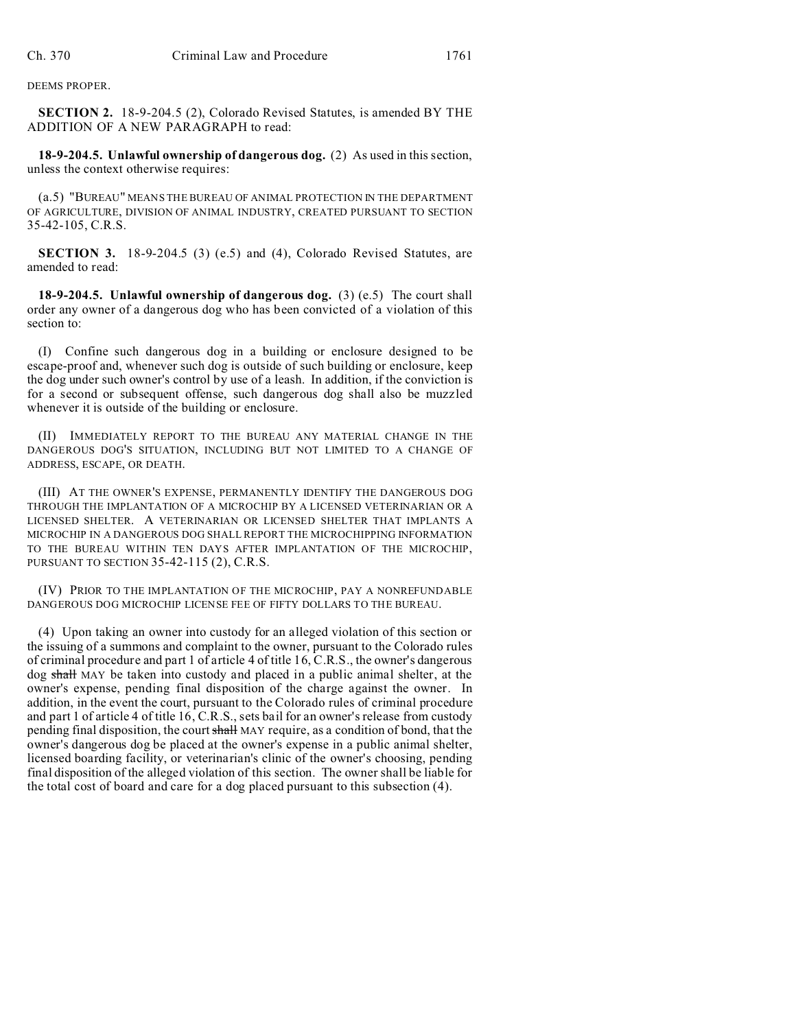DEEMS PROPER.

**SECTION 2.** 18-9-204.5 (2), Colorado Revised Statutes, is amended BY THE ADDITION OF A NEW PARAGRAPH to read:

**18-9-204.5. Unlawful ownership of dangerous dog.** (2) As used in this section, unless the context otherwise requires:

(a.5) "BUREAU" MEANS THE BUREAU OF ANIMAL PROTECTION IN THE DEPARTMENT OF AGRICULTURE, DIVISION OF ANIMAL INDUSTRY, CREATED PURSUANT TO SECTION 35-42-105, C.R.S.

**SECTION 3.** 18-9-204.5 (3) (e.5) and (4), Colorado Revised Statutes, are amended to read:

**18-9-204.5. Unlawful ownership of dangerous dog.** (3) (e.5) The court shall order any owner of a dangerous dog who has been convicted of a violation of this section to:

(I) Confine such dangerous dog in a building or enclosure designed to be escape-proof and, whenever such dog is outside of such building or enclosure, keep the dog under such owner's control by use of a leash. In addition, if the conviction is for a second or subsequent offense, such dangerous dog shall also be muzzled whenever it is outside of the building or enclosure.

(II) IMMEDIATELY REPORT TO THE BUREAU ANY MATERIAL CHANGE IN THE DANGEROUS DOG'S SITUATION, INCLUDING BUT NOT LIMITED TO A CHANGE OF ADDRESS, ESCAPE, OR DEATH.

(III) AT THE OWNER'S EXPENSE, PERMANENTLY IDENTIFY THE DANGEROUS DOG THROUGH THE IMPLANTATION OF A MICROCHIP BY A LICENSED VETERINARIAN OR A LICENSED SHELTER. A VETERINARIAN OR LICENSED SHELTER THAT IMPLANTS A MICROCHIP IN A DANGEROUS DOG SHALL REPORT THE MICROCHIPPING INFORMATION TO THE BUREAU WITHIN TEN DAYS AFTER IMPLANTATION OF THE MICROCHIP, PURSUANT TO SECTION 35-42-115 (2), C.R.S.

(IV) PRIOR TO THE IMPLANTATION OF THE MICROCHIP, PAY A NONREFUNDABLE DANGEROUS DOG MICROCHIP LICENSE FEE OF FIFTY DOLLARS TO THE BUREAU.

(4) Upon taking an owner into custody for an alleged violation of this section or the issuing of a summons and complaint to the owner, pursuant to the Colorado rules of criminal procedure and part 1 of article 4 of title 16, C.R.S., the owner's dangerous dog ~~shall~~ MAY be taken into custody and placed in a public animal shelter, at the owner's expense, pending final disposition of the charge against the owner. In addition, in the event the court, pursuant to the Colorado rules of criminal procedure and part 1 of article 4 of title 16, C.R.S., sets bail for an owner's release from custody pending final disposition, the court ~~shall~~ MAY require, as a condition of bond, that the owner's dangerous dog be placed at the owner's expense in a public animal shelter, licensed boarding facility, or veterinarian's clinic of the owner's choosing, pending final disposition of the alleged violation of this section. The owner shall be liable for the total cost of board and care for a dog placed pursuant to this subsection (4).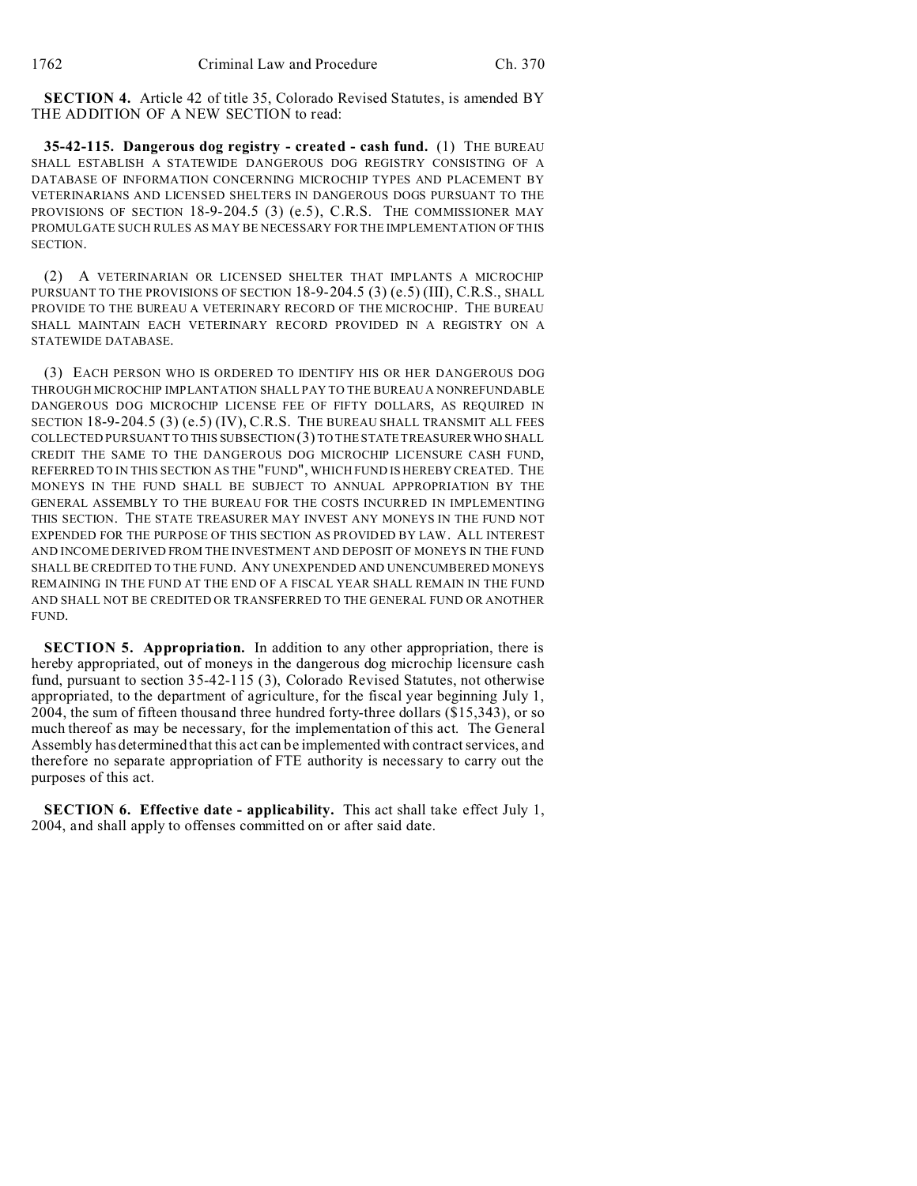**SECTION 4.** Article 42 of title 35, Colorado Revised Statutes, is amended BY THE ADDITION OF A NEW SECTION to read:

**35-42-115. Dangerous dog registry - created - cash fund.** (1) THE BUREAU SHALL ESTABLISH A STATEWIDE DANGEROUS DOG REGISTRY CONSISTING OF A DATABASE OF INFORMATION CONCERNING MICROCHIP TYPES AND PLACEMENT BY VETERINARIANS AND LICENSED SHELTERS IN DANGEROUS DOGS PURSUANT TO THE PROVISIONS OF SECTION 18-9-204.5 (3) (e.5), C.R.S. THE COMMISSIONER MAY PROMULGATE SUCH RULES AS MAY BE NECESSARY FOR THE IMPLEMENTATION OF THIS SECTION.

(2) A VETERINARIAN OR LICENSED SHELTER THAT IMPLANTS A MICROCHIP PURSUANT TO THE PROVISIONS OF SECTION 18-9-204.5 (3) (e.5) (III), C.R.S., SHALL PROVIDE TO THE BUREAU A VETERINARY RECORD OF THE MICROCHIP. THE BUREAU SHALL MAINTAIN EACH VETERINARY RECORD PROVIDED IN A REGISTRY ON A STATEWIDE DATABASE.

(3) EACH PERSON WHO IS ORDERED TO IDENTIFY HIS OR HER DANGEROUS DOG THROUGH MICROCHIP IMPLANTATION SHALL PAY TO THE BUREAU A NONREFUNDABLE DANGEROUS DOG MICROCHIP LICENSE FEE OF FIFTY DOLLARS, AS REQUIRED IN SECTION 18-9-204.5 (3) (e.5) (IV), C.R.S. THE BUREAU SHALL TRANSMIT ALL FEES COLLECTED PURSUANT TO THIS SUBSECTION (3) TO THE STATE TREASURER WHO SHALL CREDIT THE SAME TO THE DANGEROUS DOG MICROCHIP LICENSURE CASH FUND, REFERRED TO IN THIS SECTION AS THE "FUND", WHICH FUND IS HEREBY CREATED. THE MONEYS IN THE FUND SHALL BE SUBJECT TO ANNUAL APPROPRIATION BY THE GENERAL ASSEMBLY TO THE BUREAU FOR THE COSTS INCURRED IN IMPLEMENTING THIS SECTION. THE STATE TREASURER MAY INVEST ANY MONEYS IN THE FUND NOT EXPENDED FOR THE PURPOSE OF THIS SECTION AS PROVIDED BY LAW. ALL INTEREST AND INCOME DERIVED FROM THE INVESTMENT AND DEPOSIT OF MONEYS IN THE FUND SHALL BE CREDITED TO THE FUND. ANY UNEXPENDED AND UNENCUMBERED MONEYS REMAINING IN THE FUND AT THE END OF A FISCAL YEAR SHALL REMAIN IN THE FUND AND SHALL NOT BE CREDITED OR TRANSFERRED TO THE GENERAL FUND OR ANOTHER FUND.

**SECTION 5. Appropriation.** In addition to any other appropriation, there is hereby appropriated, out of moneys in the dangerous dog microchip licensure cash fund, pursuant to section 35-42-115 (3), Colorado Revised Statutes, not otherwise appropriated, to the department of agriculture, for the fiscal year beginning July 1, 2004, the sum of fifteen thousand three hundred forty-three dollars ($15,343), or so much thereof as may be necessary, for the implementation of this act. The General Assembly has determined that this act can be implemented with contract services, and therefore no separate appropriation of FTE authority is necessary to carry out the purposes of this act.

**SECTION 6. Effective date - applicability.** This act shall take effect July 1, 2004, and shall apply to offenses committed on or after said date.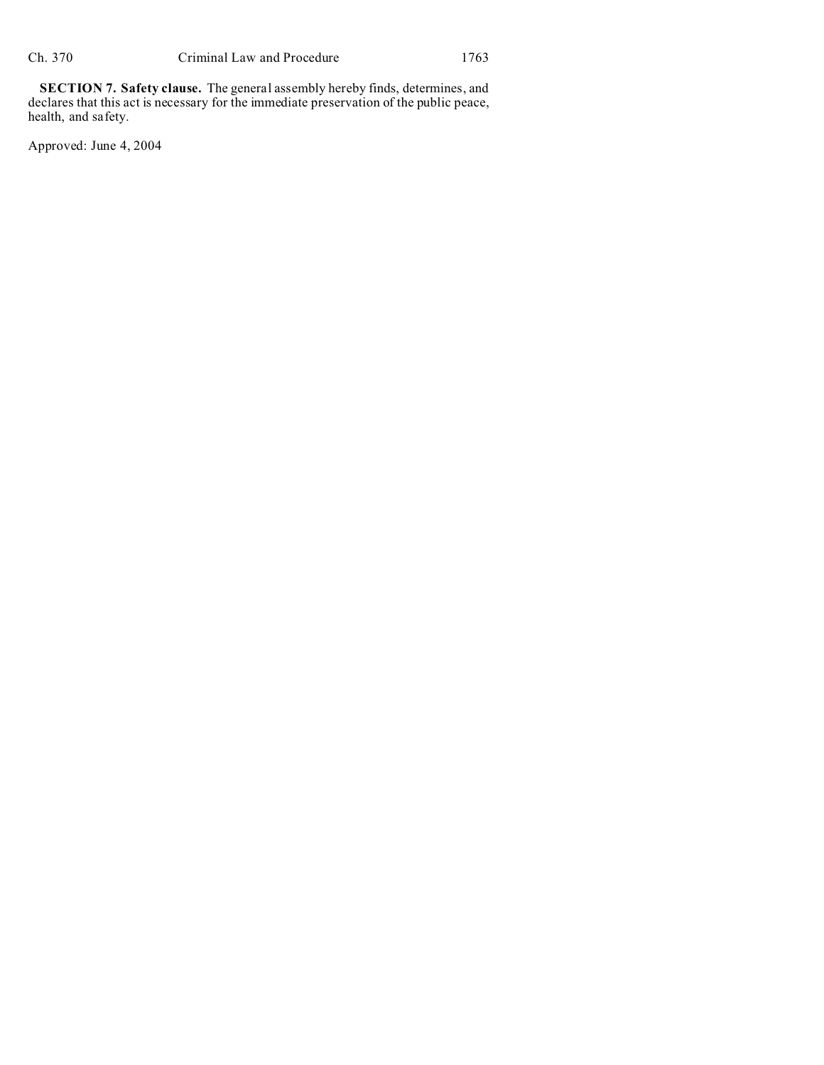**SECTION 7. Safety clause.** The general assembly hereby finds, determines, and declares that this act is necessary for the immediate preservation of the public peace, health, and safety.

Approved: June 4, 2004